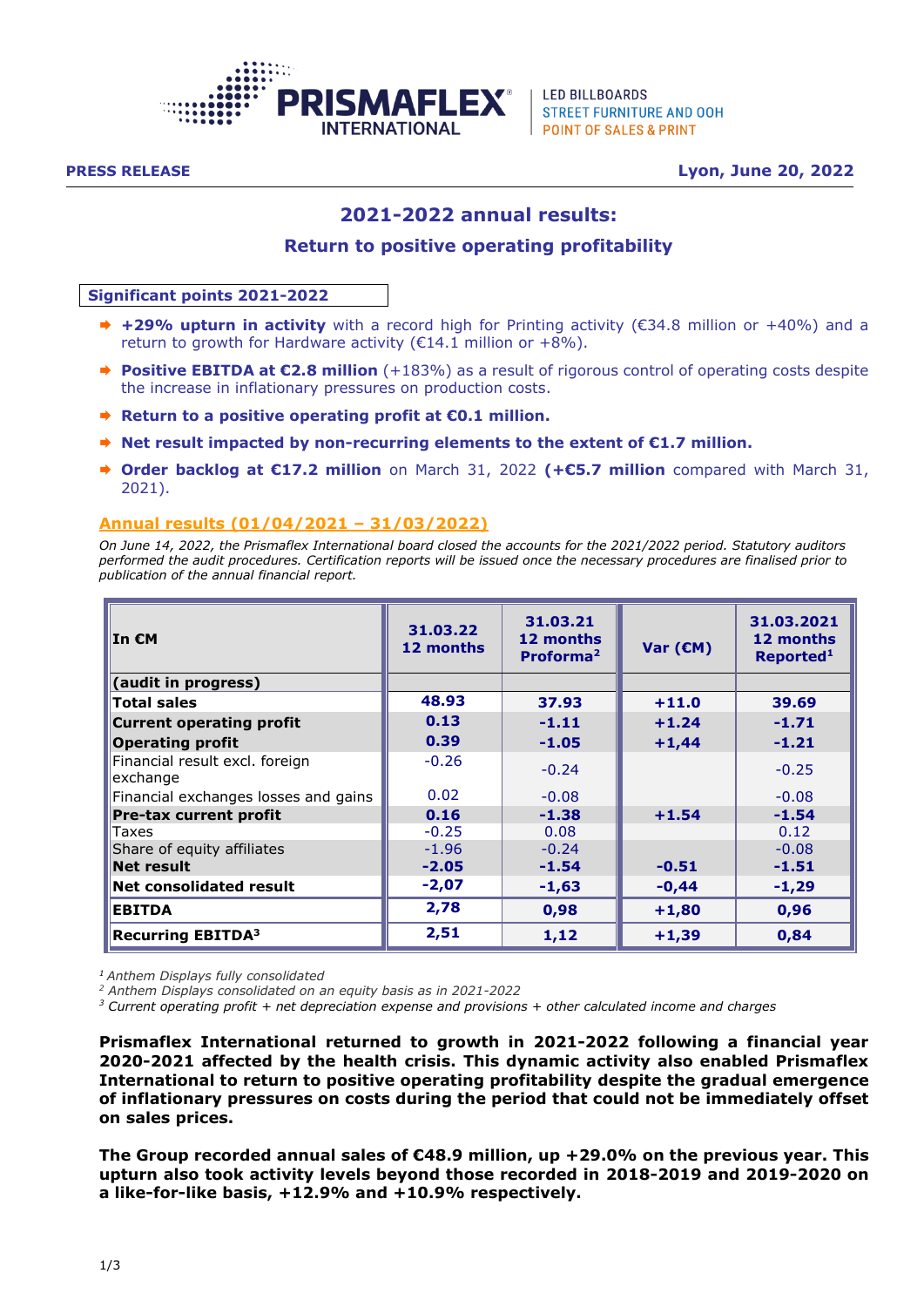PRISMAFLEX INTERNATIONAL

LED BILLBOARDS
STREET FURNITURE AND OOH
POINT OF SALES & PRINT

**PRESS RELEASE** **Lyon, June 20, 2022**

# 2021-2022 annual results:

## Return to positive operating profitability

**Significant points 2021-2022**

- **+29% upturn in activity** with a record high for Printing activity (€34.8 million or +40%) and a return to growth for Hardware activity (€14.1 million or +8%).
- **Positive EBITDA at €2.8 million** (+183%) as a result of rigorous control of operating costs despite the increase in inflationary pressures on production costs.
- **Return to a positive operating profit at €0.1 million.**
- **Net result impacted by non-recurring elements to the extent of €1.7 million.**
- **Order backlog at €17.2 million** on March 31, 2022 **(+€5.7 million** compared with March 31, 2021).

## Annual results (01/04/2021 – 31/03/2022)

*On June 14, 2022, the Prismaflex International board closed the accounts for the 2021/2022 period. Statutory auditors performed the audit procedures. Certification reports will be issued once the necessary procedures are finalised prior to publication of the annual financial report.*

| In €M | 31.03.22 12 months | 31.03.21 12 months Proforma[2] | Var (€M) | 31.03.2021 12 months Reported[1] |
|---|---|---|---|---|
| **(audit in progress)** | | | | |
| **Total sales** | **48.93** | **37.93** | **+11.0** | **39.69** |
| **Current operating profit** | **0.13** | **-1.11** | **+1.24** | **-1.71** |
| **Operating profit** | **0.39** | **-1.05** | **+1,44** | **-1.21** |
| Financial result excl. foreign exchange | -0.26 | -0.24 | | -0.25 |
| Financial exchanges losses and gains | 0.02 | -0.08 | | -0.08 |
| **Pre-tax current profit** | **0.16** | **-1.38** | **+1.54** | **-1.54** |
| Taxes | -0.25 | 0.08 | | 0.12 |
| Share of equity affiliates | -1.96 | -0.24 | | -0.08 |
| **Net result** | **-2.05** | **-1.54** | **-0.51** | **-1.51** |
| **Net consolidated result** | **-2,07** | **-1,63** | **-0,44** | **-1,29** |
| **EBITDA** | **2,78** | **0,98** | **+1,80** | **0,96** |
| **Recurring EBITDA[3]** | **2,51** | **1,12** | **+1,39** | **0,84** |

*[1] Anthem Displays fully consolidated*
*[2] Anthem Displays consolidated on an equity basis as in 2021-2022*
*[3] Current operating profit + net depreciation expense and provisions + other calculated income and charges*

**Prismaflex International returned to growth in 2021-2022 following a financial year 2020-2021 affected by the health crisis. This dynamic activity also enabled Prismaflex International to return to positive operating profitability despite the gradual emergence of inflationary pressures on costs during the period that could not be immediately offset on sales prices.**

**The Group recorded annual sales of €48.9 million, up +29.0% on the previous year. This upturn also took activity levels beyond those recorded in 2018-2019 and 2019-2020 on a like-for-like basis, +12.9% and +10.9% respectively.**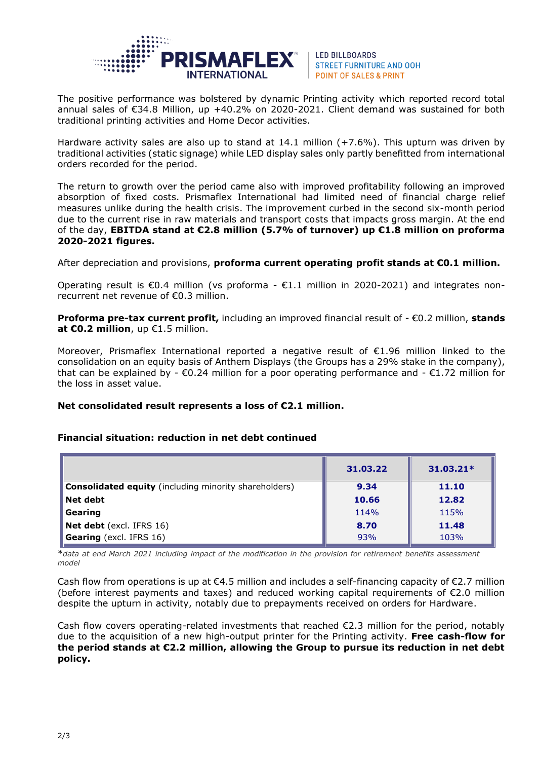The positive performance was bolstered by dynamic Printing activity which reported record total annual sales of €34.8 Million, up +40.2% on 2020-2021. Client demand was sustained for both traditional printing activities and Home Decor activities.

Hardware activity sales are also up to stand at 14.1 million (+7.6%). This upturn was driven by traditional activities (static signage) while LED display sales only partly benefitted from international orders recorded for the period.

The return to growth over the period came also with improved profitability following an improved absorption of fixed costs. Prismaflex International had limited need of financial charge relief measures unlike during the health crisis. The improvement curbed in the second six-month period due to the current rise in raw materials and transport costs that impacts gross margin. At the end of the day, **EBITDA stand at €2.8 million (5.7% of turnover) up €1.8 million on proforma 2020-2021 figures.**

After depreciation and provisions, **proforma current operating profit stands at €0.1 million.**

Operating result is €0.4 million (vs proforma - €1.1 million in 2020-2021) and integrates non-recurrent net revenue of €0.3 million.

**Proforma pre-tax current profit,** including an improved financial result of - €0.2 million, **stands at €0.2 million**, up €1.5 million.

Moreover, Prismaflex International reported a negative result of €1.96 million linked to the consolidation on an equity basis of Anthem Displays (the Groups has a 29% stake in the company), that can be explained by - €0.24 million for a poor operating performance and - €1.72 million for the loss in asset value.

**Net consolidated result represents a loss of €2.1 million.**

### Financial situation: reduction in net debt continued

| | 31.03.22 | 31.03.21* |
|---|---|---|
| **Consolidated equity** (including minority shareholders) | **9.34** | **11.10** |
| **Net debt** | **10.66** | **12.82** |
| **Gearing** | 114% | 115% |
| **Net debt** (excl. IFRS 16) | **8.70** | **11.48** |
| **Gearing** (excl. IFRS 16) | 93% | 103% |

**data at end March 2021 including impact of the modification in the provision for retirement benefits assessment model*

Cash flow from operations is up at €4.5 million and includes a self-financing capacity of €2.7 million (before interest payments and taxes) and reduced working capital requirements of €2.0 million despite the upturn in activity, notably due to prepayments received on orders for Hardware.

Cash flow covers operating-related investments that reached €2.3 million for the period, notably due to the acquisition of a new high-output printer for the Printing activity. **Free cash-flow for the period stands at €2.2 million, allowing the Group to pursue its reduction in net debt policy.**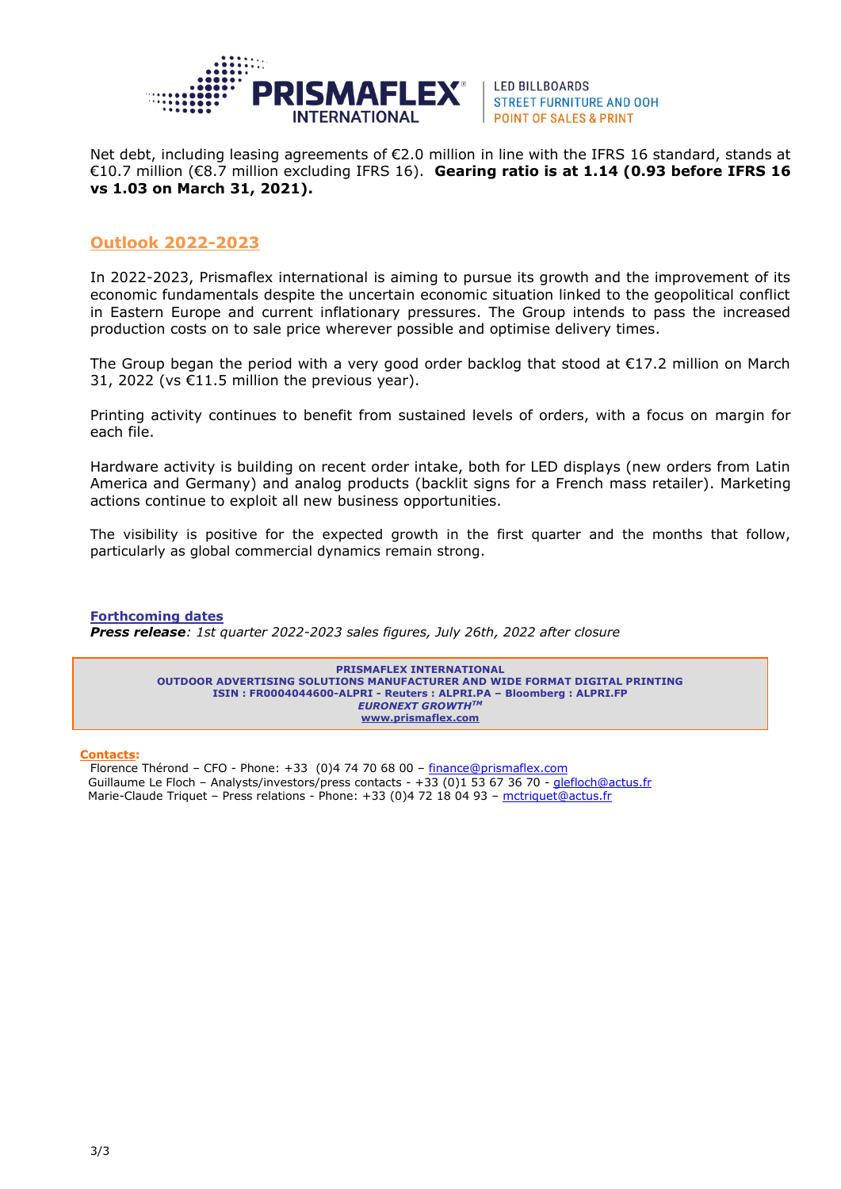Net debt, including leasing agreements of €2.0 million in line with the IFRS 16 standard, stands at €10.7 million (€8.7 million excluding IFRS 16). **Gearing ratio is at 1.14 (0.93 before IFRS 16 vs 1.03 on March 31, 2021).**

## Outlook 2022-2023

In 2022-2023, Prismaflex international is aiming to pursue its growth and the improvement of its economic fundamentals despite the uncertain economic situation linked to the geopolitical conflict in Eastern Europe and current inflationary pressures. The Group intends to pass the increased production costs on to sale price wherever possible and optimise delivery times.

The Group began the period with a very good order backlog that stood at €17.2 million on March 31, 2022 (vs €11.5 million the previous year).

Printing activity continues to benefit from sustained levels of orders, with a focus on margin for each file.

Hardware activity is building on recent order intake, both for LED displays (new orders from Latin America and Germany) and analog products (backlit signs for a French mass retailer). Marketing actions continue to exploit all new business opportunities.

The visibility is positive for the expected growth in the first quarter and the months that follow, particularly as global commercial dynamics remain strong.

**Forthcoming dates**

***Press release****: 1st quarter 2022-2023 sales figures, July 26th, 2022 after closure*

**PRISMAFLEX INTERNATIONAL**
**OUTDOOR ADVERTISING SOLUTIONS MANUFACTURER AND WIDE FORMAT DIGITAL PRINTING**
**ISIN : FR0004044600-ALPRI - Reuters : ALPRI.PA – Bloomberg : ALPRI.FP**
***EURONEXT GROWTH™***
**www.prismaflex.com**

**Contacts:**

Florence Thérond – CFO - Phone: +33 (0)4 74 70 68 00 – finance@prismaflex.com
Guillaume Le Floch – Analysts/investors/press contacts - +33 (0)1 53 67 36 70 - glefloch@actus.fr
Marie-Claude Triquet – Press relations - Phone: +33 (0)4 72 18 04 93 – mctriquet@actus.fr